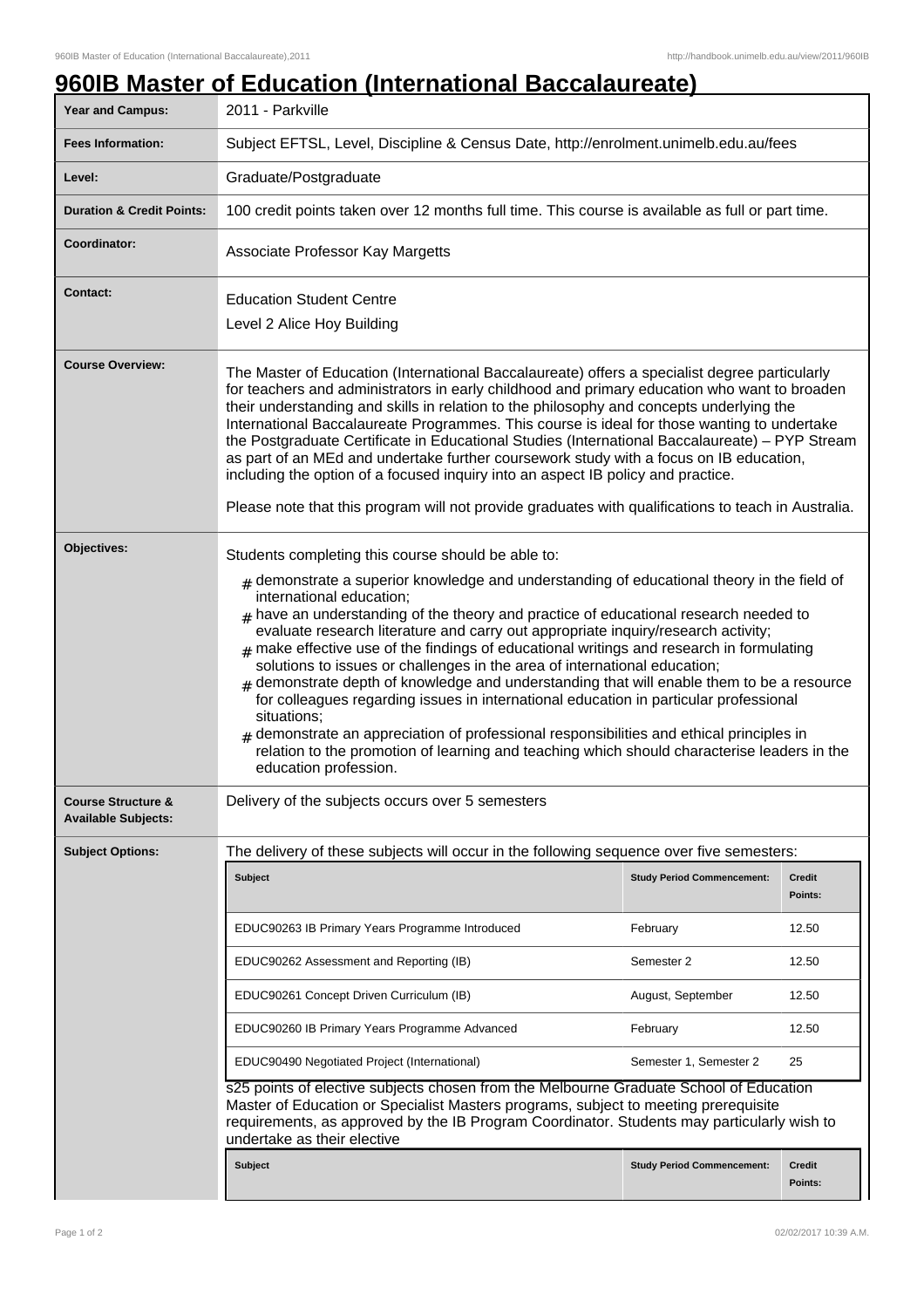# 960IB Master of Education (International Baccalaureate)

| Year and Campus: | 2011 - Parkville |
|---|---|
| Fees Information: | Subject EFTSL, Level, Discipline & Census Date, http://enrolment.unimelb.edu.au/fees |
| Level: | Graduate/Postgraduate |
| Duration & Credit Points: | 100 credit points taken over 12 months full time. This course is available as full or part time. |
| Coordinator: | Associate Professor Kay Margetts |
| Contact: | Education Student Centre<br>Level 2 Alice Hoy Building |
| Course Overview: | The Master of Education (International Baccalaureate) offers a specialist degree particularly for teachers and administrators in early childhood and primary education who want to broaden their understanding and skills in relation to the philosophy and concepts underlying the International Baccalaureate Programmes. This course is ideal for those wanting to undertake the Postgraduate Certificate in Educational Studies (International Baccalaureate) – PYP Stream as part of an MEd and undertake further coursework study with a focus on IB education, including the option of a focused inquiry into an aspect IB policy and practice.<br><br>Please note that this program will not provide graduates with qualifications to teach in Australia. |
| Objectives: | Students completing this course should be able to:<br># demonstrate a superior knowledge and understanding of educational theory in the field of international education;<br># have an understanding of the theory and practice of educational research needed to evaluate research literature and carry out appropriate inquiry/research activity;<br># make effective use of the findings of educational writings and research in formulating solutions to issues or challenges in the area of international education;<br># demonstrate depth of knowledge and understanding that will enable them to be a resource for colleagues regarding issues in international education in particular professional situations;<br># demonstrate an appreciation of professional responsibilities and ethical principles in relation to the promotion of learning and teaching which should characterise leaders in the education profession. |
| Course Structure & Available Subjects: | Delivery of the subjects occurs over 5 semesters |
| Subject Options: | The delivery of these subjects will occur in the following sequence over five semesters: |

| Subject | Study Period Commencement: | Credit Points: |
|---|---|---|
| EDUC90263 IB Primary Years Programme Introduced | February | 12.50 |
| EDUC90262 Assessment and Reporting (IB) | Semester 2 | 12.50 |
| EDUC90261 Concept Driven Curriculum (IB) | August, September | 12.50 |
| EDUC90260 IB Primary Years Programme Advanced | February | 12.50 |
| EDUC90490 Negotiated Project (International) | Semester 1, Semester 2 | 25 |

s25 points of elective subjects chosen from the Melbourne Graduate School of Education Master of Education or Specialist Masters programs, subject to meeting prerequisite requirements, as approved by the IB Program Coordinator. Students may particularly wish to undertake as their elective

| Subject | Study Period Commencement: | Credit Points: |
|---|---|---|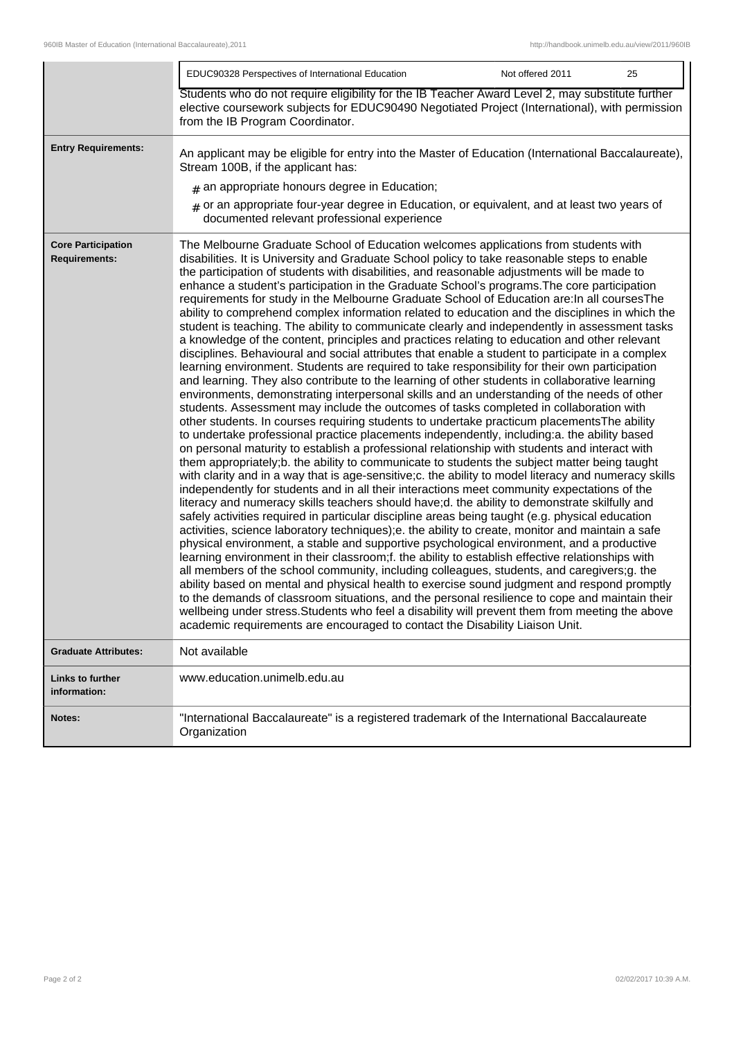| | | | |
|---|---|---|---|
| | EDUC90328 Perspectives of International Education | Not offered 2011 | 25 |

Students who do not require eligibility for the IB Teacher Award Level 2, may substitute further elective coursework subjects for EDUC90490 Negotiated Project (International), with permission from the IB Program Coordinator.

| | |
|---|---|
| **Entry Requirements:** | An applicant may be eligible for entry into the Master of Education (International Baccalaureate), Stream 100B, if the applicant has:<br># an appropriate honours degree in Education;<br># or an appropriate four-year degree in Education, or equivalent, and at least two years of documented relevant professional experience |
| **Core Participation Requirements:** | The Melbourne Graduate School of Education welcomes applications from students with disabilities. It is University and Graduate School policy to take reasonable steps to enable the participation of students with disabilities, and reasonable adjustments will be made to enhance a student's participation in the Graduate School's programs.The core participation requirements for study in the Melbourne Graduate School of Education are:In all coursesThe ability to comprehend complex information related to education and the disciplines in which the student is teaching. The ability to communicate clearly and independently in assessment tasks a knowledge of the content, principles and practices relating to education and other relevant disciplines. Behavioural and social attributes that enable a student to participate in a complex learning environment. Students are required to take responsibility for their own participation and learning. They also contribute to the learning of other students in collaborative learning environments, demonstrating interpersonal skills and an understanding of the needs of other students. Assessment may include the outcomes of tasks completed in collaboration with other students. In courses requiring students to undertake practicum placementsThe ability to undertake professional practice placements independently, including:a. the ability based on personal maturity to establish a professional relationship with students and interact with them appropriately;b. the ability to communicate to students the subject matter being taught with clarity and in a way that is age-sensitive;c. the ability to model literacy and numeracy skills independently for students and in all their interactions meet community expectations of the literacy and numeracy skills teachers should have;d. the ability to demonstrate skilfully and safely activities required in particular discipline areas being taught (e.g. physical education activities, science laboratory techniques);e. the ability to create, monitor and maintain a safe physical environment, a stable and supportive psychological environment, and a productive learning environment in their classroom;f. the ability to establish effective relationships with all members of the school community, including colleagues, students, and caregivers;g. the ability based on mental and physical health to exercise sound judgment and respond promptly to the demands of classroom situations, and the personal resilience to cope and maintain their wellbeing under stress.Students who feel a disability will prevent them from meeting the above academic requirements are encouraged to contact the Disability Liaison Unit. |
| **Graduate Attributes:** | Not available |
| **Links to further information:** | www.education.unimelb.edu.au |
| **Notes:** | "International Baccalaureate" is a registered trademark of the International Baccalaureate Organization |